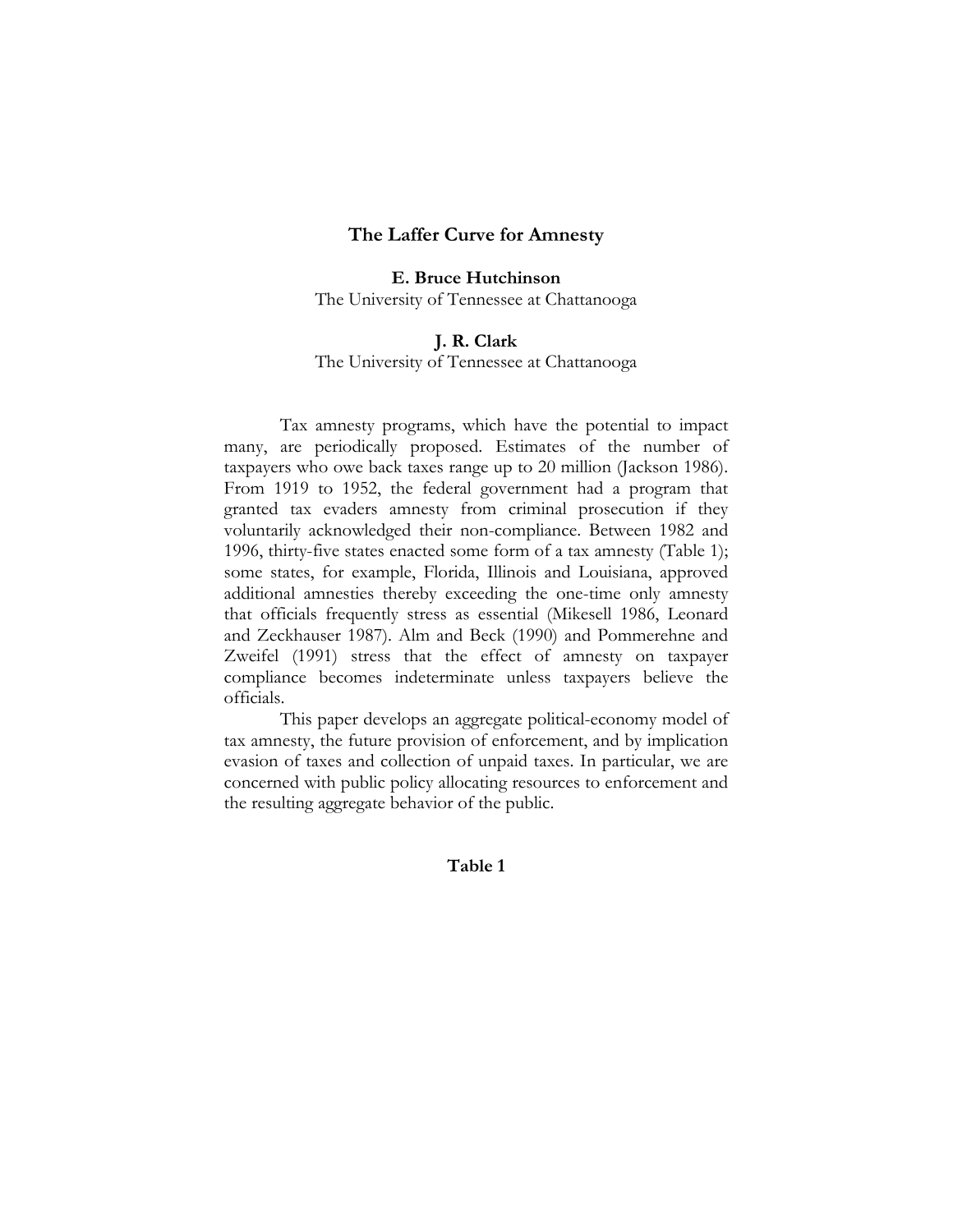# The Laffer Curve for Amnesty

**E. Bruce Hutchinson**
The University of Tennessee at Chattanooga

**J. R. Clark**
The University of Tennessee at Chattanooga

Tax amnesty programs, which have the potential to impact many, are periodically proposed. Estimates of the number of taxpayers who owe back taxes range up to 20 million (Jackson 1986). From 1919 to 1952, the federal government had a program that granted tax evaders amnesty from criminal prosecution if they voluntarily acknowledged their non-compliance. Between 1982 and 1996, thirty-five states enacted some form of a tax amnesty (Table 1); some states, for example, Florida, Illinois and Louisiana, approved additional amnesties thereby exceeding the one-time only amnesty that officials frequently stress as essential (Mikesell 1986, Leonard and Zeckhauser 1987). Alm and Beck (1990) and Pommerehne and Zweifel (1991) stress that the effect of amnesty on taxpayer compliance becomes indeterminate unless taxpayers believe the officials.

This paper develops an aggregate political-economy model of tax amnesty, the future provision of enforcement, and by implication evasion of taxes and collection of unpaid taxes. In particular, we are concerned with public policy allocating resources to enforcement and the resulting aggregate behavior of the public.

**Table 1**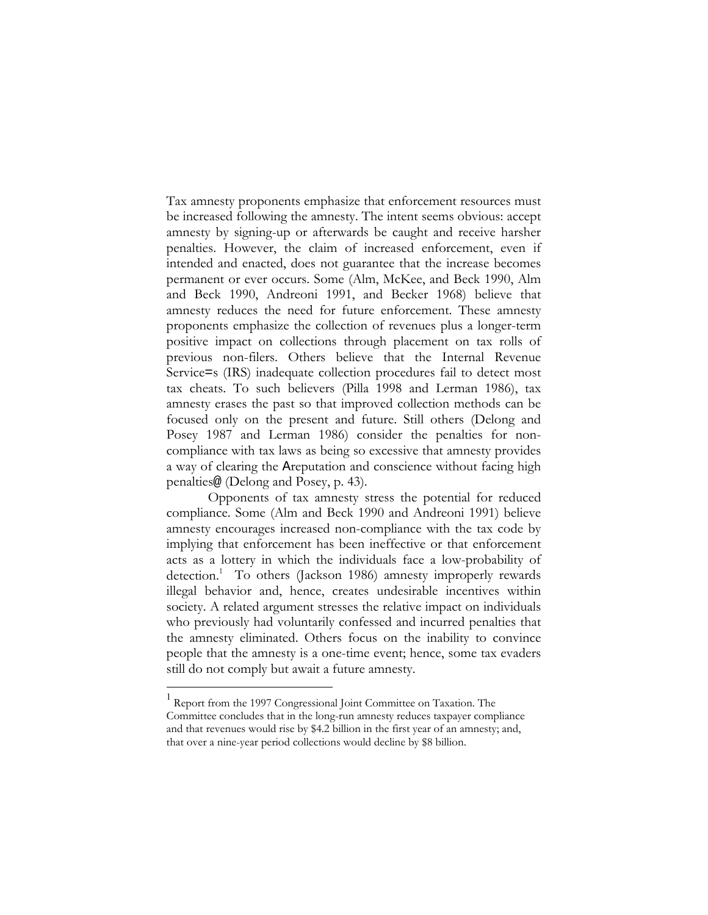Tax amnesty proponents emphasize that enforcement resources must be increased following the amnesty. The intent seems obvious: accept amnesty by signing-up or afterwards be caught and receive harsher penalties. However, the claim of increased enforcement, even if intended and enacted, does not guarantee that the increase becomes permanent or ever occurs. Some (Alm, McKee, and Beck 1990, Alm and Beck 1990, Andreoni 1991, and Becker 1968) believe that amnesty reduces the need for future enforcement. These amnesty proponents emphasize the collection of revenues plus a longer-term positive impact on collections through placement on tax rolls of previous non-filers. Others believe that the Internal Revenue Service=s (IRS) inadequate collection procedures fail to detect most tax cheats. To such believers (Pilla 1998 and Lerman 1986), tax amnesty erases the past so that improved collection methods can be focused only on the present and future. Still others (Delong and Posey 1987 and Lerman 1986) consider the penalties for non-compliance with tax laws as being so excessive that amnesty provides a way of clearing the Areputation and conscience without facing high penalties@ (Delong and Posey, p. 43).

Opponents of tax amnesty stress the potential for reduced compliance. Some (Alm and Beck 1990 and Andreoni 1991) believe amnesty encourages increased non-compliance with the tax code by implying that enforcement has been ineffective or that enforcement acts as a lottery in which the individuals face a low-probability of detection.[1] To others (Jackson 1986) amnesty improperly rewards illegal behavior and, hence, creates undesirable incentives within society. A related argument stresses the relative impact on individuals who previously had voluntarily confessed and incurred penalties that the amnesty eliminated. Others focus on the inability to convince people that the amnesty is a one-time event; hence, some tax evaders still do not comply but await a future amnesty.

---

[1] Report from the 1997 Congressional Joint Committee on Taxation. The Committee concludes that in the long-run amnesty reduces taxpayer compliance and that revenues would rise by $4.2 billion in the first year of an amnesty; and, that over a nine-year period collections would decline by $8 billion.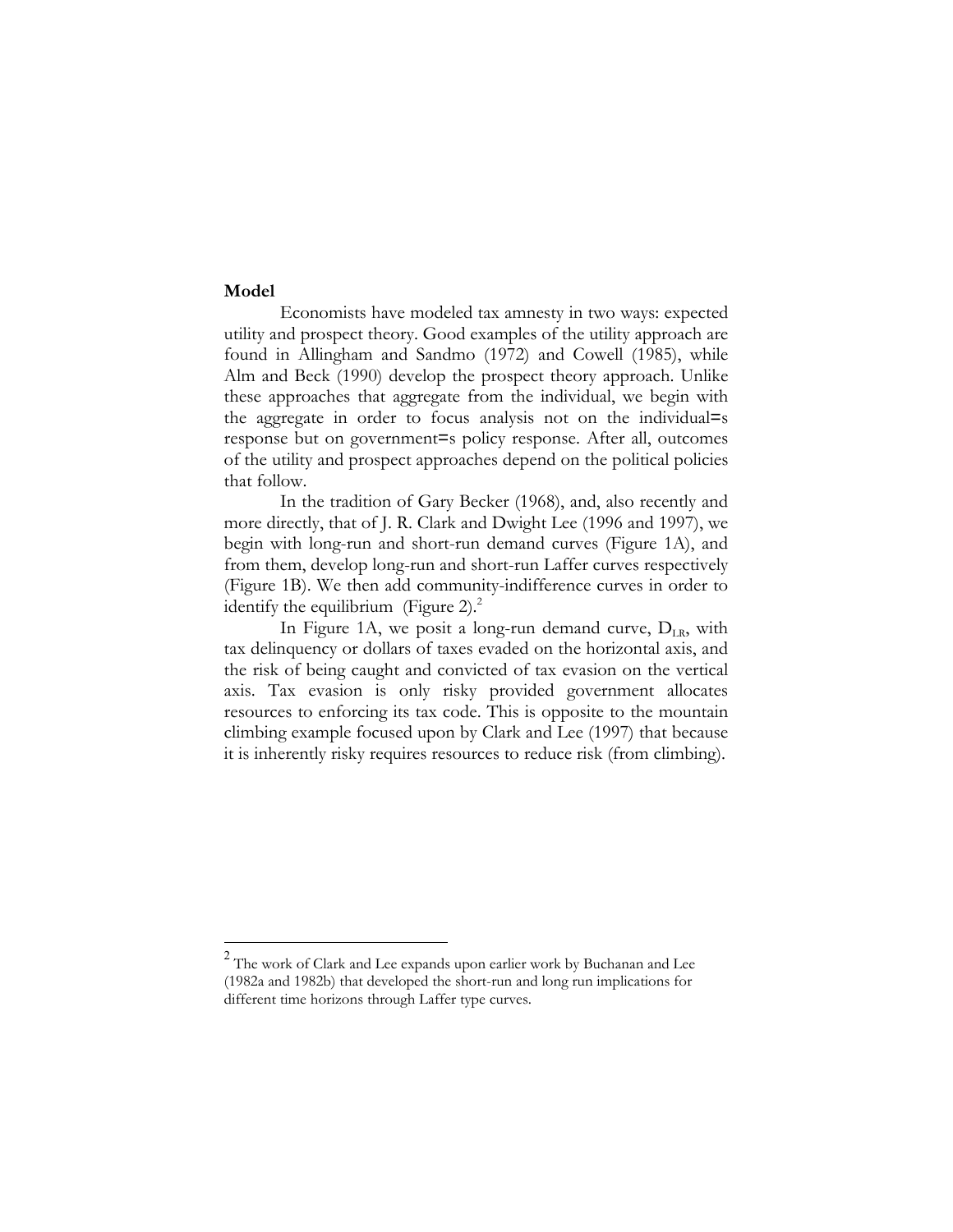**Model**

Economists have modeled tax amnesty in two ways: expected utility and prospect theory. Good examples of the utility approach are found in Allingham and Sandmo (1972) and Cowell (1985), while Alm and Beck (1990) develop the prospect theory approach. Unlike these approaches that aggregate from the individual, we begin with the aggregate in order to focus analysis not on the individual=s response but on government=s policy response. After all, outcomes of the utility and prospect approaches depend on the political policies that follow.

In the tradition of Gary Becker (1968), and, also recently and more directly, that of J. R. Clark and Dwight Lee (1996 and 1997), we begin with long-run and short-run demand curves (Figure 1A), and from them, develop long-run and short-run Laffer curves respectively (Figure 1B). We then add community-indifference curves in order to identify the equilibrium (Figure 2).[2]

In Figure 1A, we posit a long-run demand curve, $D_{LR}$, with tax delinquency or dollars of taxes evaded on the horizontal axis, and the risk of being caught and convicted of tax evasion on the vertical axis. Tax evasion is only risky provided government allocates resources to enforcing its tax code. This is opposite to the mountain climbing example focused upon by Clark and Lee (1997) that because it is inherently risky requires resources to reduce risk (from climbing).

---

[2] The work of Clark and Lee expands upon earlier work by Buchanan and Lee (1982a and 1982b) that developed the short-run and long run implications for different time horizons through Laffer type curves.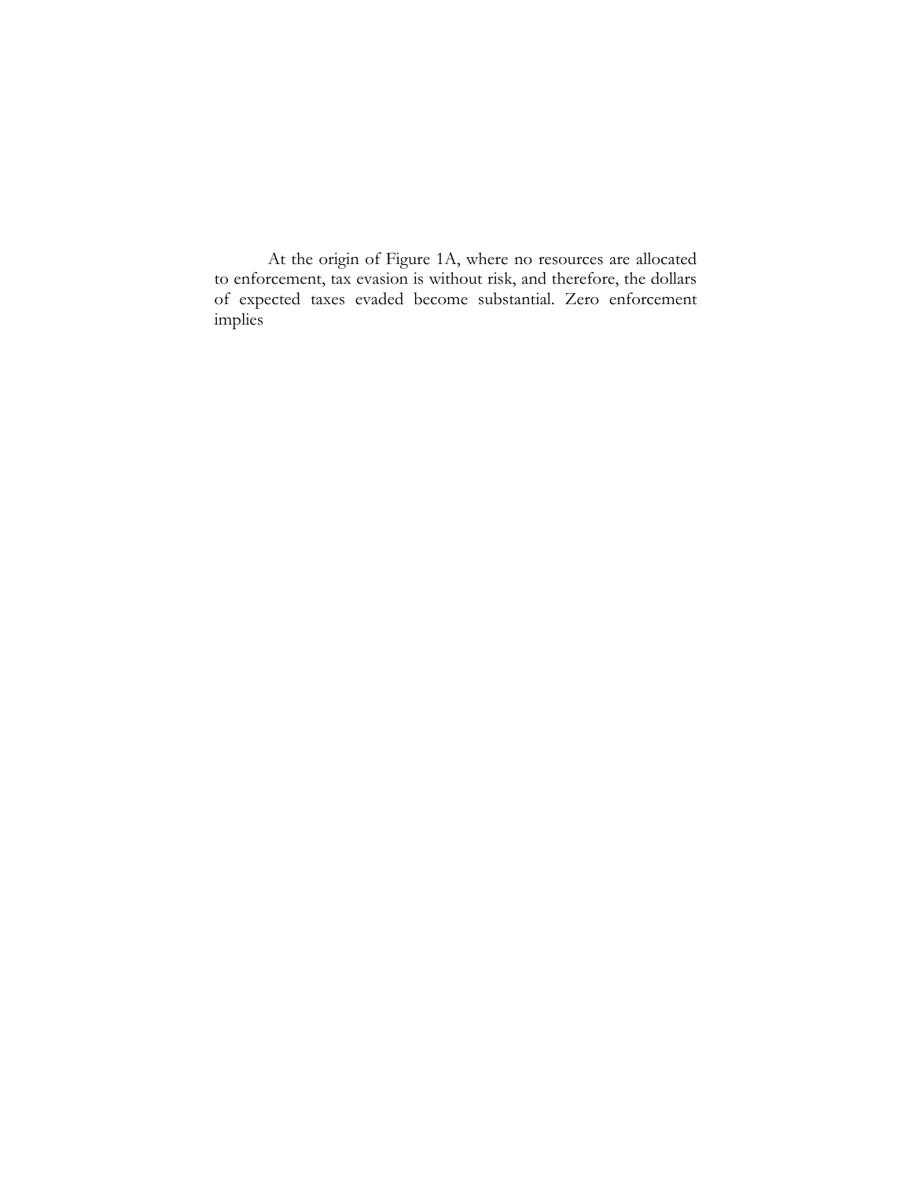At the origin of Figure 1A, where no resources are allocated to enforcement, tax evasion is without risk, and therefore, the dollars of expected taxes evaded become substantial. Zero enforcement implies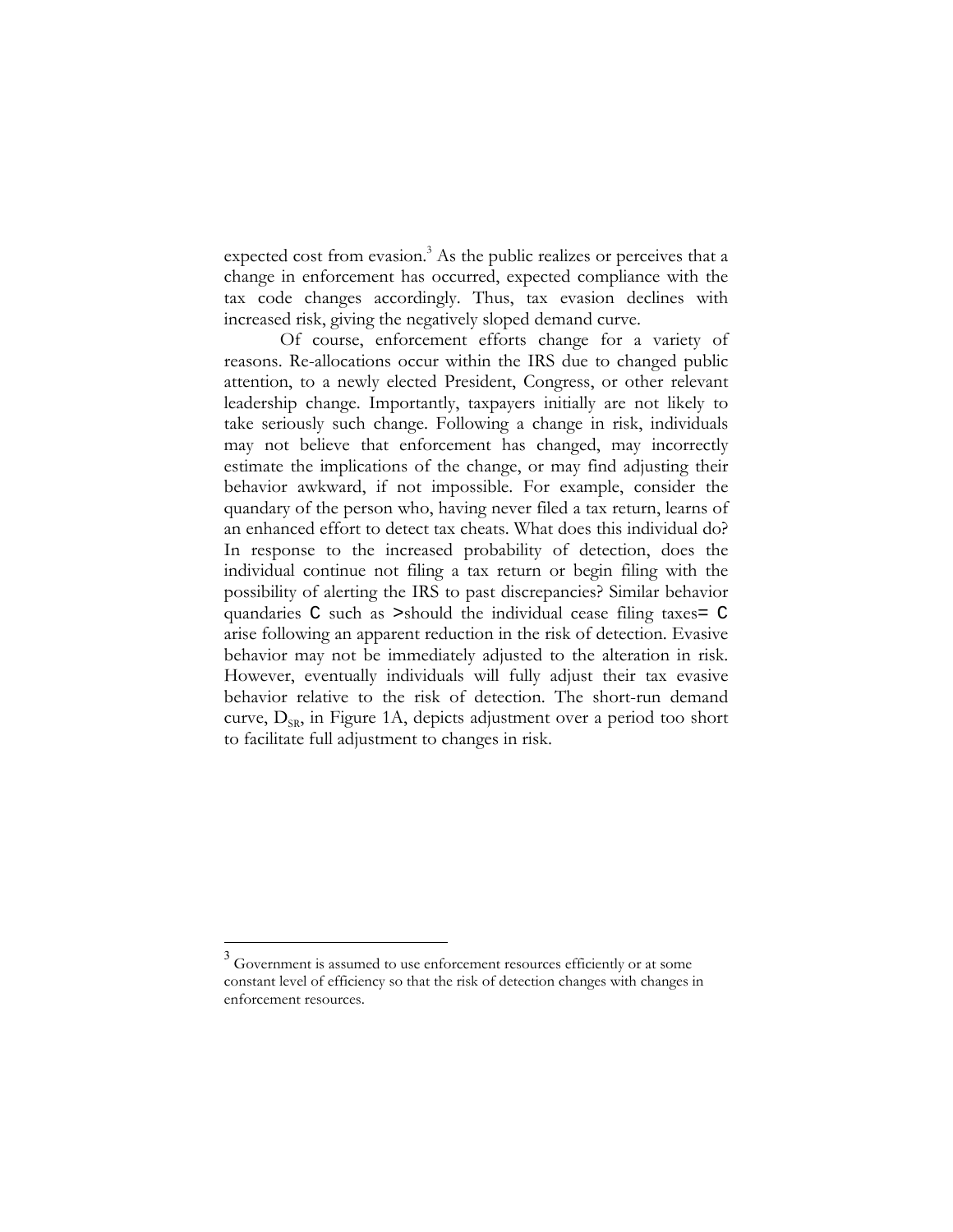expected cost from evasion.[3] As the public realizes or perceives that a change in enforcement has occurred, expected compliance with the tax code changes accordingly. Thus, tax evasion declines with increased risk, giving the negatively sloped demand curve.

Of course, enforcement efforts change for a variety of reasons. Re-allocations occur within the IRS due to changed public attention, to a newly elected President, Congress, or other relevant leadership change. Importantly, taxpayers initially are not likely to take seriously such change. Following a change in risk, individuals may not believe that enforcement has changed, may incorrectly estimate the implications of the change, or may find adjusting their behavior awkward, if not impossible. For example, consider the quandary of the person who, having never filed a tax return, learns of an enhanced effort to detect tax cheats. What does this individual do? In response to the increased probability of detection, does the individual continue not filing a tax return or begin filing with the possibility of alerting the IRS to past discrepancies? Similar behavior quandaries C such as >should the individual cease filing taxes= C arise following an apparent reduction in the risk of detection. Evasive behavior may not be immediately adjusted to the alteration in risk. However, eventually individuals will fully adjust their tax evasive behavior relative to the risk of detection. The short-run demand curve, $D_{SR}$, in Figure 1A, depicts adjustment over a period too short to facilitate full adjustment to changes in risk.

---

[3] Government is assumed to use enforcement resources efficiently or at some constant level of efficiency so that the risk of detection changes with changes in enforcement resources.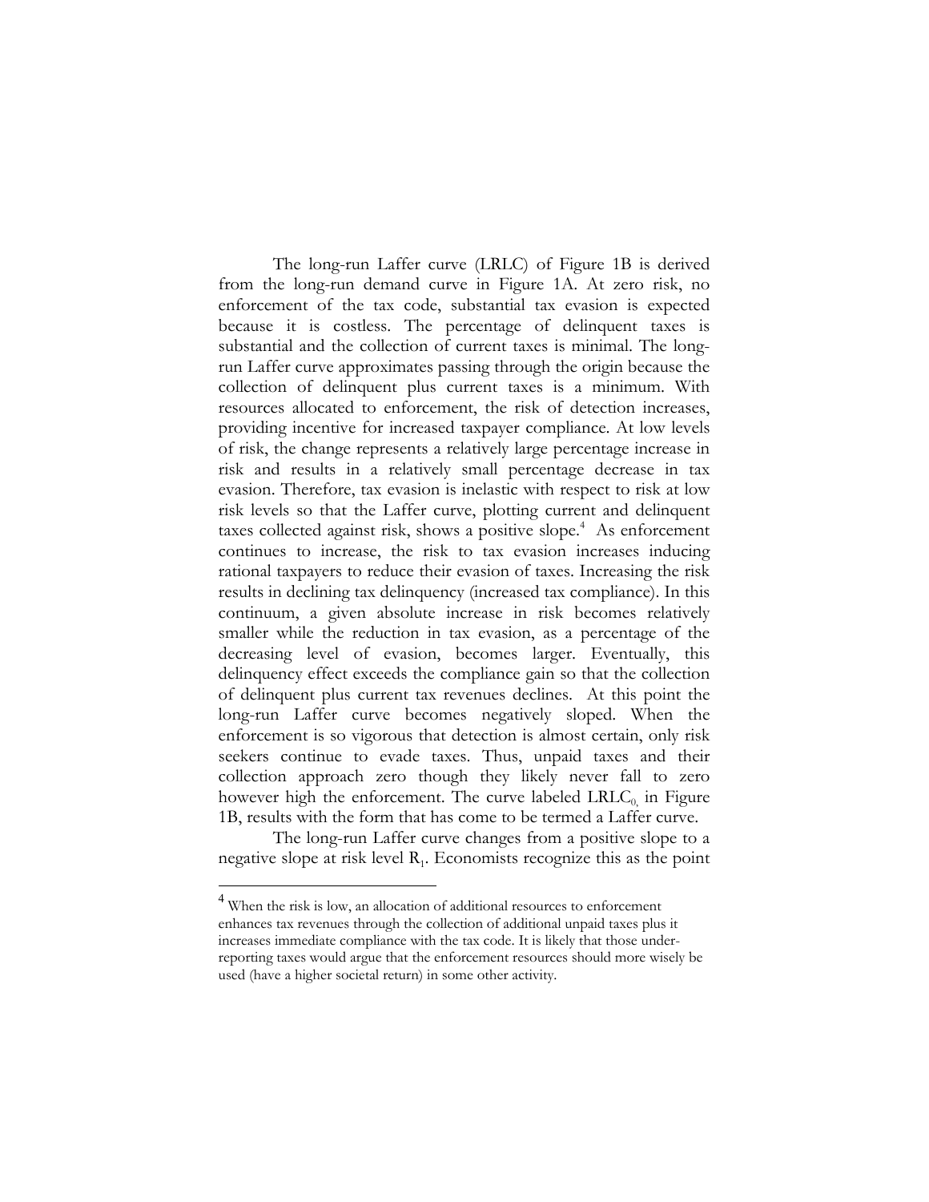The long-run Laffer curve (LRLC) of Figure 1B is derived from the long-run demand curve in Figure 1A. At zero risk, no enforcement of the tax code, substantial tax evasion is expected because it is costless. The percentage of delinquent taxes is substantial and the collection of current taxes is minimal. The long-run Laffer curve approximates passing through the origin because the collection of delinquent plus current taxes is a minimum. With resources allocated to enforcement, the risk of detection increases, providing incentive for increased taxpayer compliance. At low levels of risk, the change represents a relatively large percentage increase in risk and results in a relatively small percentage decrease in tax evasion. Therefore, tax evasion is inelastic with respect to risk at low risk levels so that the Laffer curve, plotting current and delinquent taxes collected against risk, shows a positive slope.[4] As enforcement continues to increase, the risk to tax evasion increases inducing rational taxpayers to reduce their evasion of taxes. Increasing the risk results in declining tax delinquency (increased tax compliance). In this continuum, a given absolute increase in risk becomes relatively smaller while the reduction in tax evasion, as a percentage of the decreasing level of evasion, becomes larger. Eventually, this delinquency effect exceeds the compliance gain so that the collection of delinquent plus current tax revenues declines. At this point the long-run Laffer curve becomes negatively sloped. When the enforcement is so vigorous that detection is almost certain, only risk seekers continue to evade taxes. Thus, unpaid taxes and their collection approach zero though they likely never fall to zero however high the enforcement. The curve labeled $LRLC_0$ in Figure 1B, results with the form that has come to be termed a Laffer curve.

The long-run Laffer curve changes from a positive slope to a negative slope at risk level $R_1$. Economists recognize this as the point

[4] When the risk is low, an allocation of additional resources to enforcement enhances tax revenues through the collection of additional unpaid taxes plus it increases immediate compliance with the tax code. It is likely that those under-reporting taxes would argue that the enforcement resources should more wisely be used (have a higher societal return) in some other activity.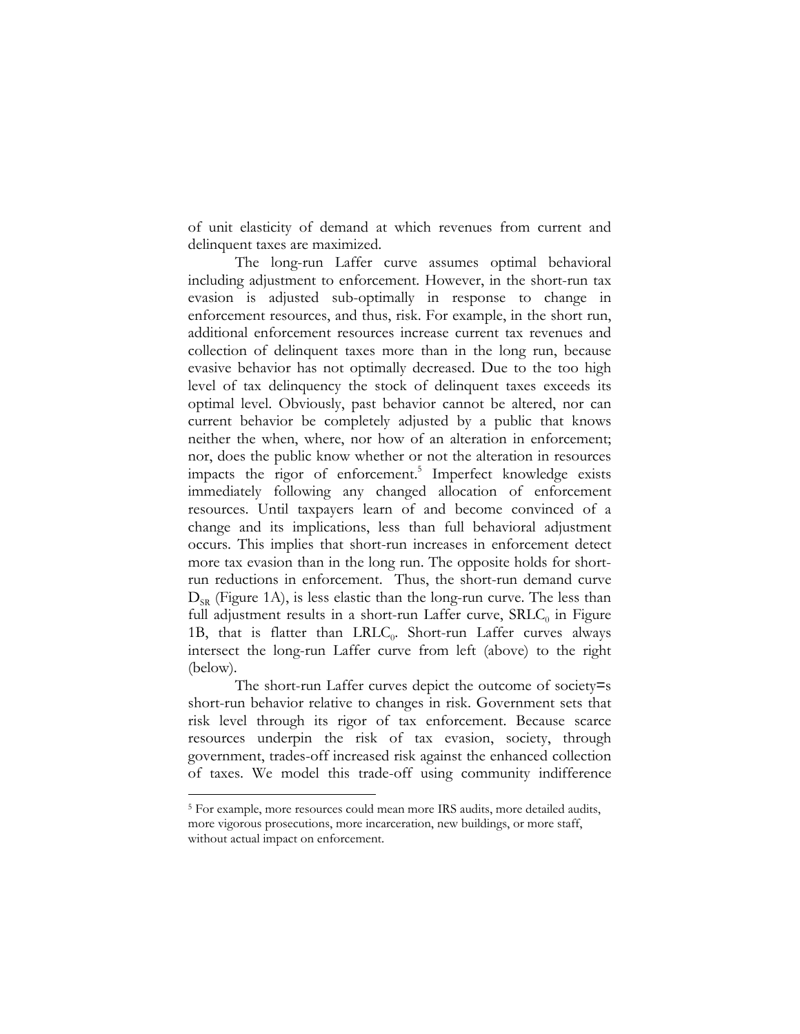of unit elasticity of demand at which revenues from current and delinquent taxes are maximized.

The long-run Laffer curve assumes optimal behavioral including adjustment to enforcement. However, in the short-run tax evasion is adjusted sub-optimally in response to change in enforcement resources, and thus, risk. For example, in the short run, additional enforcement resources increase current tax revenues and collection of delinquent taxes more than in the long run, because evasive behavior has not optimally decreased. Due to the too high level of tax delinquency the stock of delinquent taxes exceeds its optimal level. Obviously, past behavior cannot be altered, nor can current behavior be completely adjusted by a public that knows neither the when, where, nor how of an alteration in enforcement; nor, does the public know whether or not the alteration in resources impacts the rigor of enforcement.[5] Imperfect knowledge exists immediately following any changed allocation of enforcement resources. Until taxpayers learn of and become convinced of a change and its implications, less than full behavioral adjustment occurs. This implies that short-run increases in enforcement detect more tax evasion than in the long run. The opposite holds for short-run reductions in enforcement. Thus, the short-run demand curve $D_{SR}$ (Figure 1A), is less elastic than the long-run curve. The less than full adjustment results in a short-run Laffer curve, $SRLC_0$ in Figure 1B, that is flatter than $LRLC_0$. Short-run Laffer curves always intersect the long-run Laffer curve from left (above) to the right (below).

The short-run Laffer curves depict the outcome of society=s short-run behavior relative to changes in risk. Government sets that risk level through its rigor of tax enforcement. Because scarce resources underpin the risk of tax evasion, society, through government, trades-off increased risk against the enhanced collection of taxes. We model this trade-off using community indifference

[5] For example, more resources could mean more IRS audits, more detailed audits, more vigorous prosecutions, more incarceration, new buildings, or more staff, without actual impact on enforcement.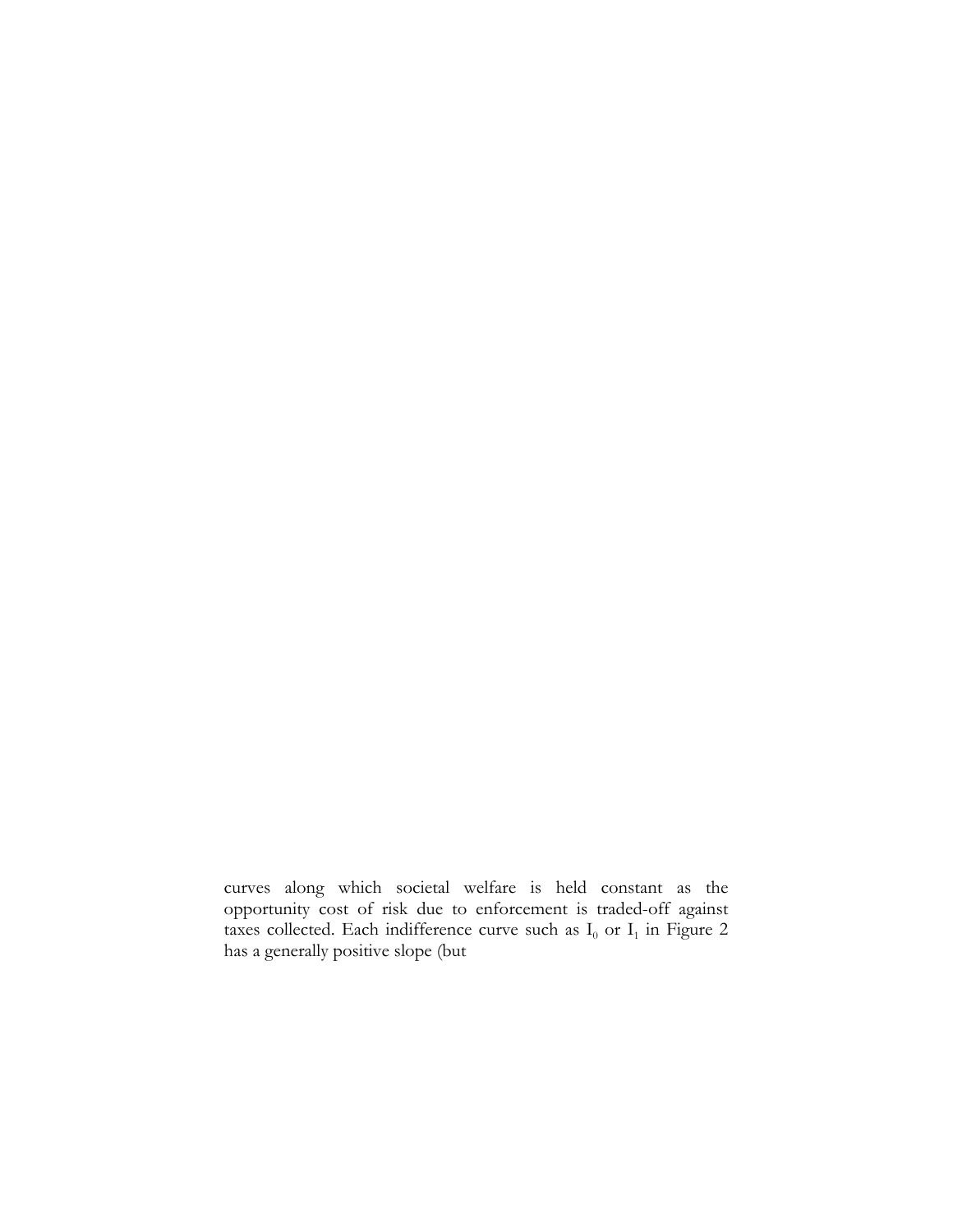curves along which societal welfare is held constant as the opportunity cost of risk due to enforcement is traded-off against taxes collected. Each indifference curve such as $I_0$ or $I_1$ in Figure 2 has a generally positive slope (but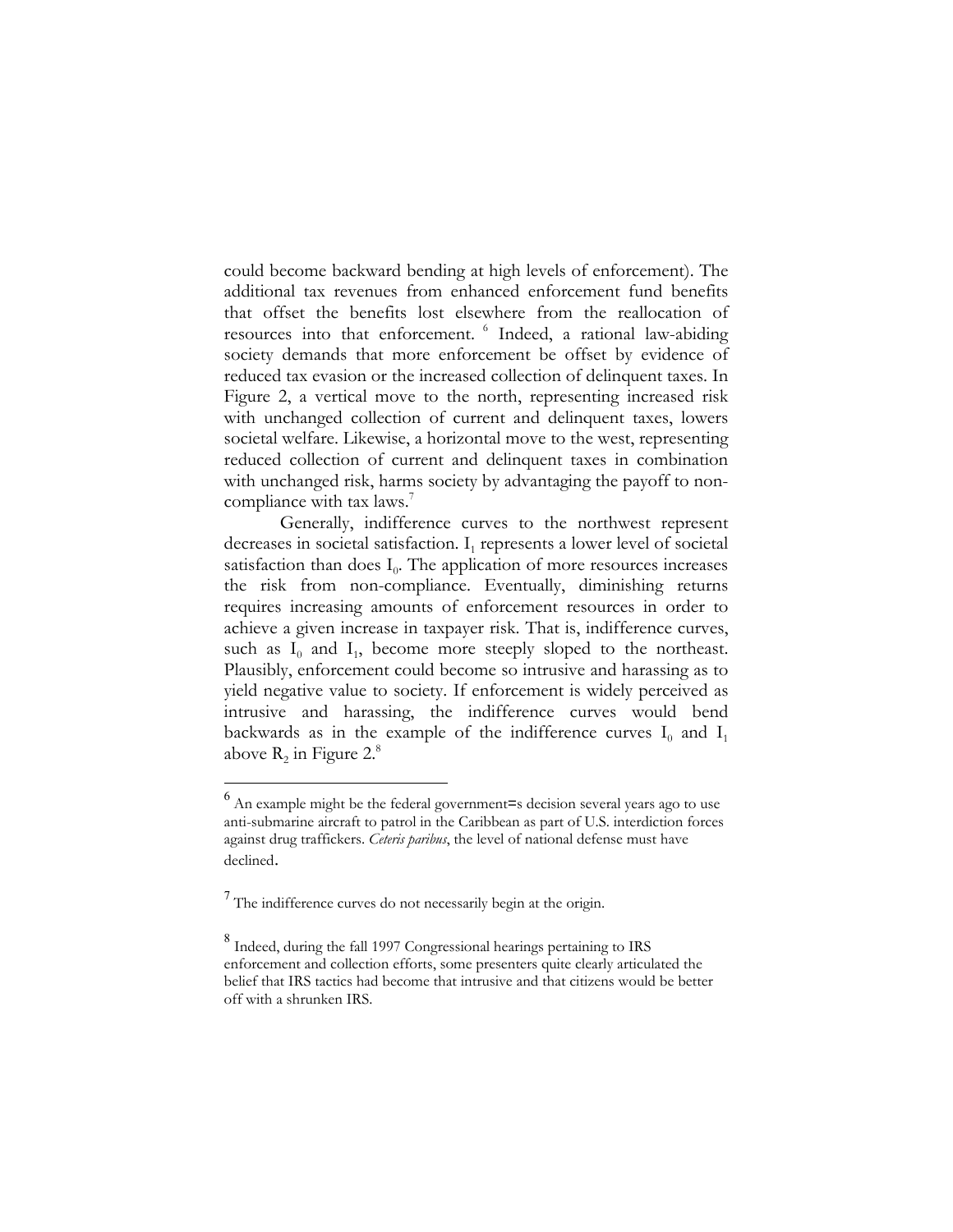could become backward bending at high levels of enforcement). The additional tax revenues from enhanced enforcement fund benefits that offset the benefits lost elsewhere from the reallocation of resources into that enforcement. [6] Indeed, a rational law-abiding society demands that more enforcement be offset by evidence of reduced tax evasion or the increased collection of delinquent taxes. In Figure 2, a vertical move to the north, representing increased risk with unchanged collection of current and delinquent taxes, lowers societal welfare. Likewise, a horizontal move to the west, representing reduced collection of current and delinquent taxes in combination with unchanged risk, harms society by advantaging the payoff to non-compliance with tax laws.[7]

Generally, indifference curves to the northwest represent decreases in societal satisfaction. $I_1$ represents a lower level of societal satisfaction than does $I_0$. The application of more resources increases the risk from non-compliance. Eventually, diminishing returns requires increasing amounts of enforcement resources in order to achieve a given increase in taxpayer risk. That is, indifference curves, such as $I_0$ and $I_1$, become more steeply sloped to the northeast. Plausibly, enforcement could become so intrusive and harassing as to yield negative value to society. If enforcement is widely perceived as intrusive and harassing, the indifference curves would bend backwards as in the example of the indifference curves $I_0$ and $I_1$ above $R_2$ in Figure 2.[8]

---

[6] An example might be the federal government=s decision several years ago to use anti-submarine aircraft to patrol in the Caribbean as part of U.S. interdiction forces against drug traffickers. *Ceteris paribus*, the level of national defense must have declined.

[7] The indifference curves do not necessarily begin at the origin.

[8] Indeed, during the fall 1997 Congressional hearings pertaining to IRS enforcement and collection efforts, some presenters quite clearly articulated the belief that IRS tactics had become that intrusive and that citizens would be better off with a shrunken IRS.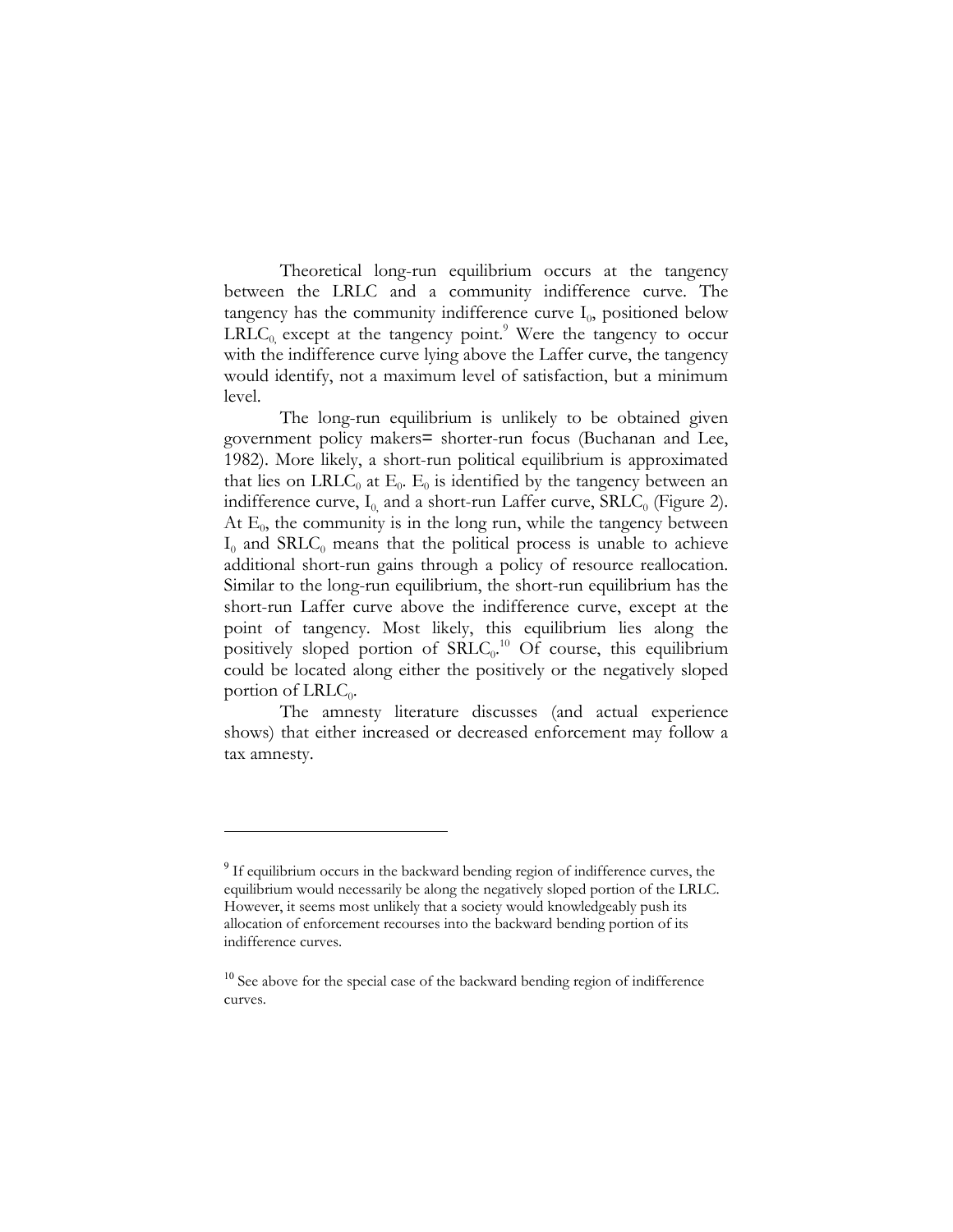Theoretical long-run equilibrium occurs at the tangency between the LRLC and a community indifference curve. The tangency has the community indifference curve $I_0$, positioned below $LRLC_0$, except at the tangency point.[9] Were the tangency to occur with the indifference curve lying above the Laffer curve, the tangency would identify, not a maximum level of satisfaction, but a minimum level.

The long-run equilibrium is unlikely to be obtained given government policy makers= shorter-run focus (Buchanan and Lee, 1982). More likely, a short-run political equilibrium is approximated that lies on $LRLC_0$ at $E_0$. $E_0$ is identified by the tangency between an indifference curve, $I_0$, and a short-run Laffer curve, $SRLC_0$ (Figure 2). At $E_0$, the community is in the long run, while the tangency between $I_0$ and $SRLC_0$ means that the political process is unable to achieve additional short-run gains through a policy of resource reallocation. Similar to the long-run equilibrium, the short-run equilibrium has the short-run Laffer curve above the indifference curve, except at the point of tangency. Most likely, this equilibrium lies along the positively sloped portion of $SRLC_0$.[10] Of course, this equilibrium could be located along either the positively or the negatively sloped portion of $LRLC_0$.

The amnesty literature discusses (and actual experience shows) that either increased or decreased enforcement may follow a tax amnesty.

---

[9] If equilibrium occurs in the backward bending region of indifference curves, the equilibrium would necessarily be along the negatively sloped portion of the LRLC. However, it seems most unlikely that a society would knowledgeably push its allocation of enforcement recourses into the backward bending portion of its indifference curves.

[10] See above for the special case of the backward bending region of indifference curves.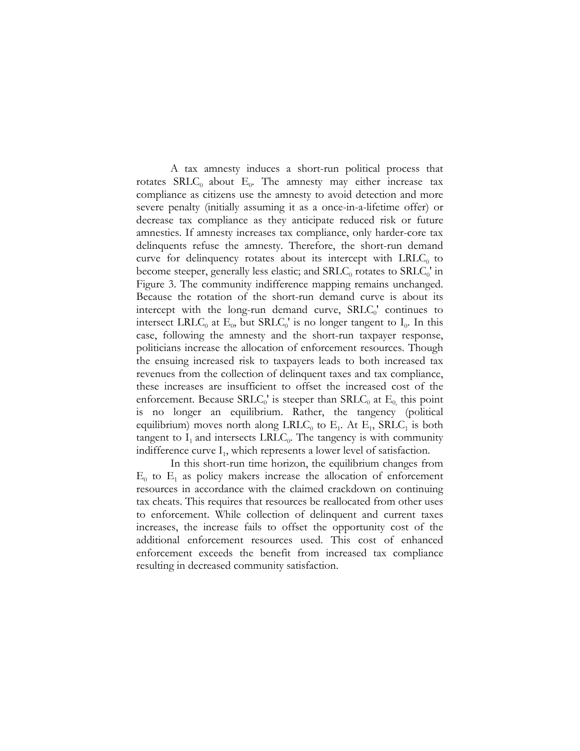A tax amnesty induces a short-run political process that rotates $SRLC_0$ about $E_0$. The amnesty may either increase tax compliance as citizens use the amnesty to avoid detection and more severe penalty (initially assuming it as a once-in-a-lifetime offer) or decrease tax compliance as they anticipate reduced risk or future amnesties. If amnesty increases tax compliance, only harder-core tax delinquents refuse the amnesty. Therefore, the short-run demand curve for delinquency rotates about its intercept with $LRLC_0$ to become steeper, generally less elastic; and $SRLC_0$ rotates to $SRLC_0'$ in Figure 3. The community indifference mapping remains unchanged. Because the rotation of the short-run demand curve is about its intercept with the long-run demand curve, $SRLC_0'$ continues to intersect $LRLC_0$ at $E_0$, but $SRLC_0'$ is no longer tangent to $I_0$. In this case, following the amnesty and the short-run taxpayer response, politicians increase the allocation of enforcement resources. Though the ensuing increased risk to taxpayers leads to both increased tax revenues from the collection of delinquent taxes and tax compliance, these increases are insufficient to offset the increased cost of the enforcement. Because $SRLC_0'$ is steeper than $SRLC_0$ at $E_0$, this point is no longer an equilibrium. Rather, the tangency (political equilibrium) moves north along $LRLC_0$ to $E_1$. At $E_1$, $SRLC_1$ is both tangent to $I_1$ and intersects $LRLC_0$. The tangency is with community indifference curve $I_1$, which represents a lower level of satisfaction.

In this short-run time horizon, the equilibrium changes from $E_0$ to $E_1$ as policy makers increase the allocation of enforcement resources in accordance with the claimed crackdown on continuing tax cheats. This requires that resources be reallocated from other uses to enforcement. While collection of delinquent and current taxes increases, the increase fails to offset the opportunity cost of the additional enforcement resources used. This cost of enhanced enforcement exceeds the benefit from increased tax compliance resulting in decreased community satisfaction.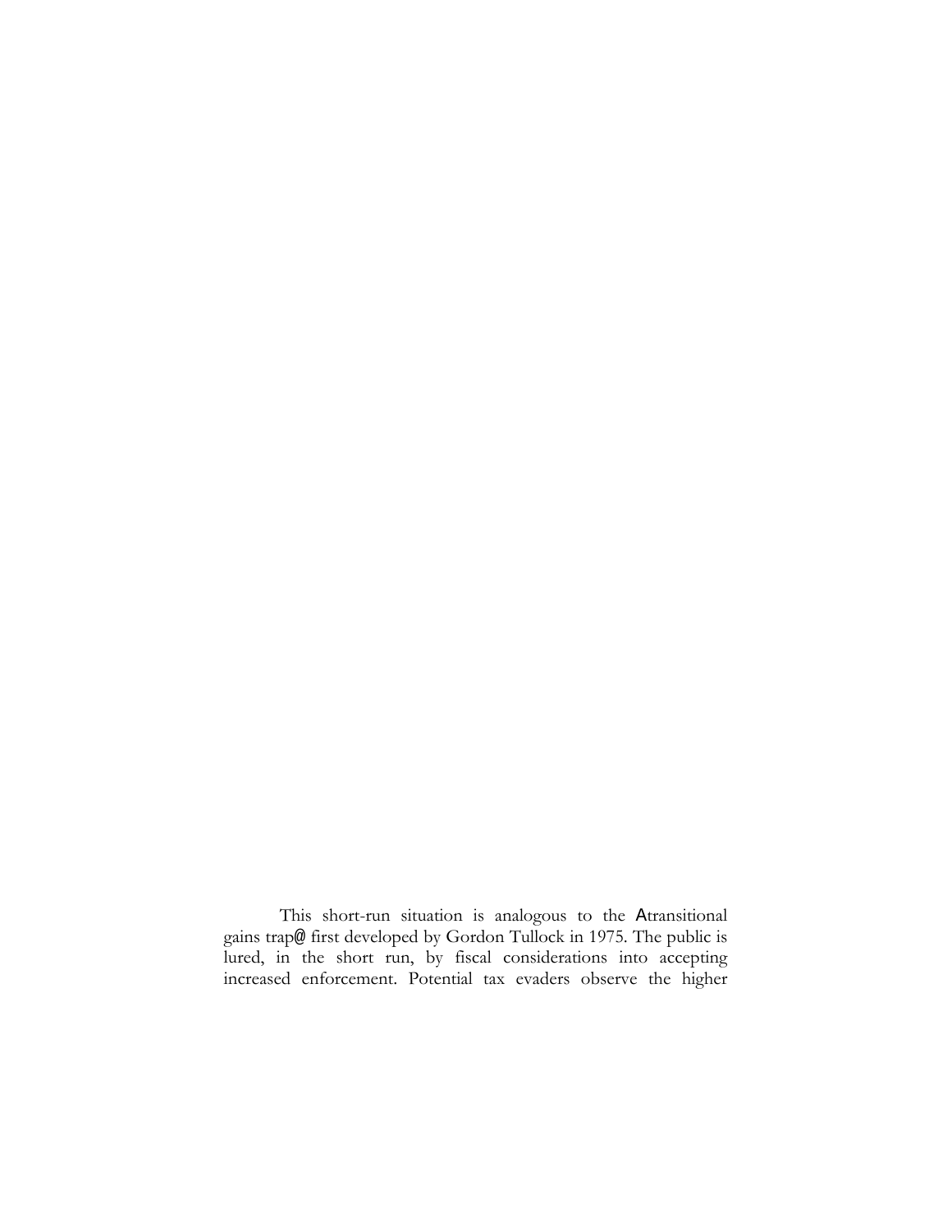This short-run situation is analogous to the Atransitional gains trap@ first developed by Gordon Tullock in 1975. The public is lured, in the short run, by fiscal considerations into accepting increased enforcement. Potential tax evaders observe the higher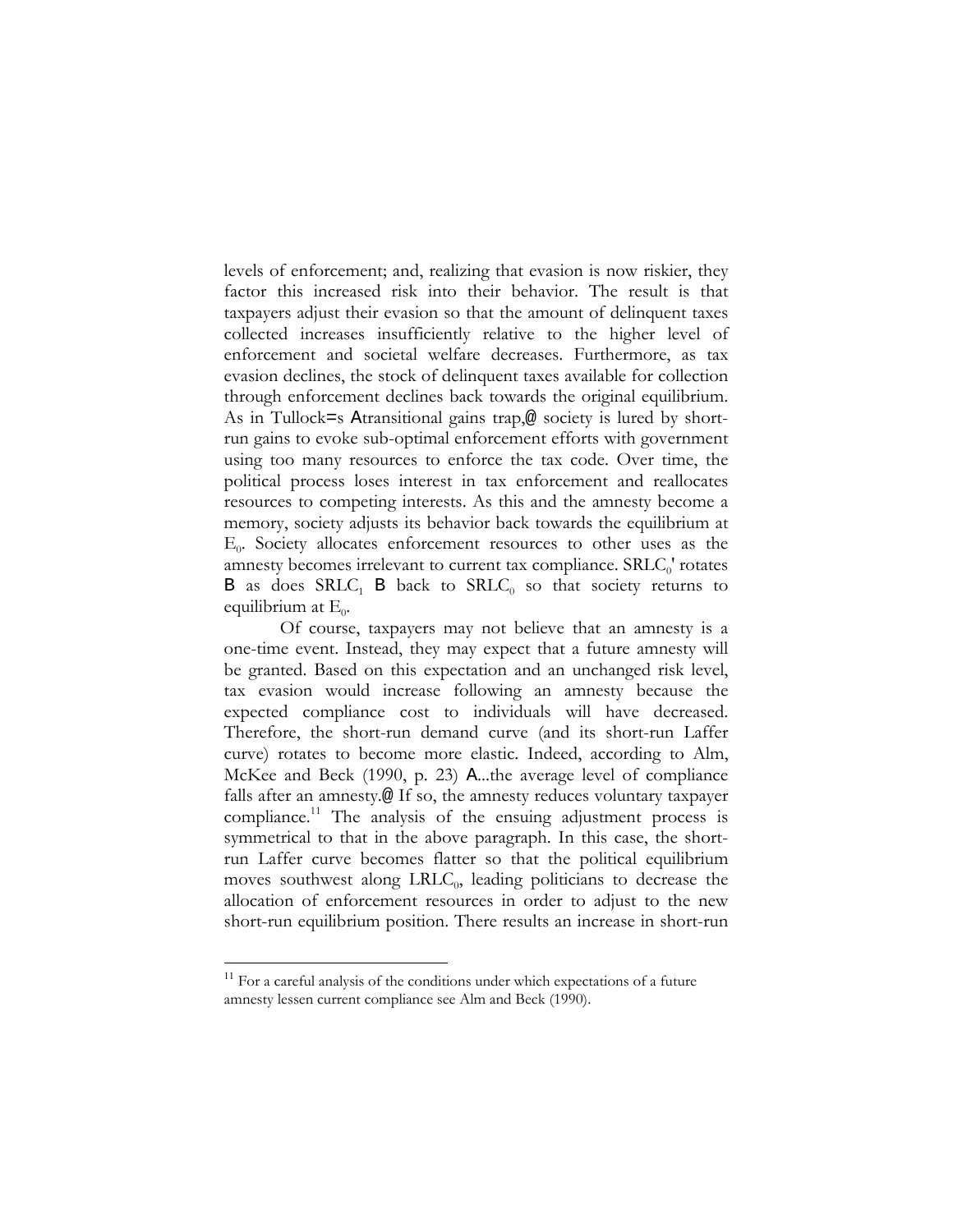levels of enforcement; and, realizing that evasion is now riskier, they factor this increased risk into their behavior. The result is that taxpayers adjust their evasion so that the amount of delinquent taxes collected increases insufficiently relative to the higher level of enforcement and societal welfare decreases. Furthermore, as tax evasion declines, the stock of delinquent taxes available for collection through enforcement declines back towards the original equilibrium. As in Tullock=s Atransitional gains trap,@ society is lured by short-run gains to evoke sub-optimal enforcement efforts with government using too many resources to enforce the tax code. Over time, the political process loses interest in tax enforcement and reallocates resources to competing interests. As this and the amnesty become a memory, society adjusts its behavior back towards the equilibrium at $E_0$. Society allocates enforcement resources to other uses as the amnesty becomes irrelevant to current tax compliance. $SRLC_0'$ rotates B as does $SRLC_1$ B back to $SRLC_0$ so that society returns to equilibrium at $E_0$.

Of course, taxpayers may not believe that an amnesty is a one-time event. Instead, they may expect that a future amnesty will be granted. Based on this expectation and an unchanged risk level, tax evasion would increase following an amnesty because the expected compliance cost to individuals will have decreased. Therefore, the short-run demand curve (and its short-run Laffer curve) rotates to become more elastic. Indeed, according to Alm, McKee and Beck (1990, p. 23) A...the average level of compliance falls after an amnesty.@ If so, the amnesty reduces voluntary taxpayer compliance.[11] The analysis of the ensuing adjustment process is symmetrical to that in the above paragraph. In this case, the short-run Laffer curve becomes flatter so that the political equilibrium moves southwest along $LRLC_0$, leading politicians to decrease the allocation of enforcement resources in order to adjust to the new short-run equilibrium position. There results an increase in short-run

[11] For a careful analysis of the conditions under which expectations of a future amnesty lessen current compliance see Alm and Beck (1990).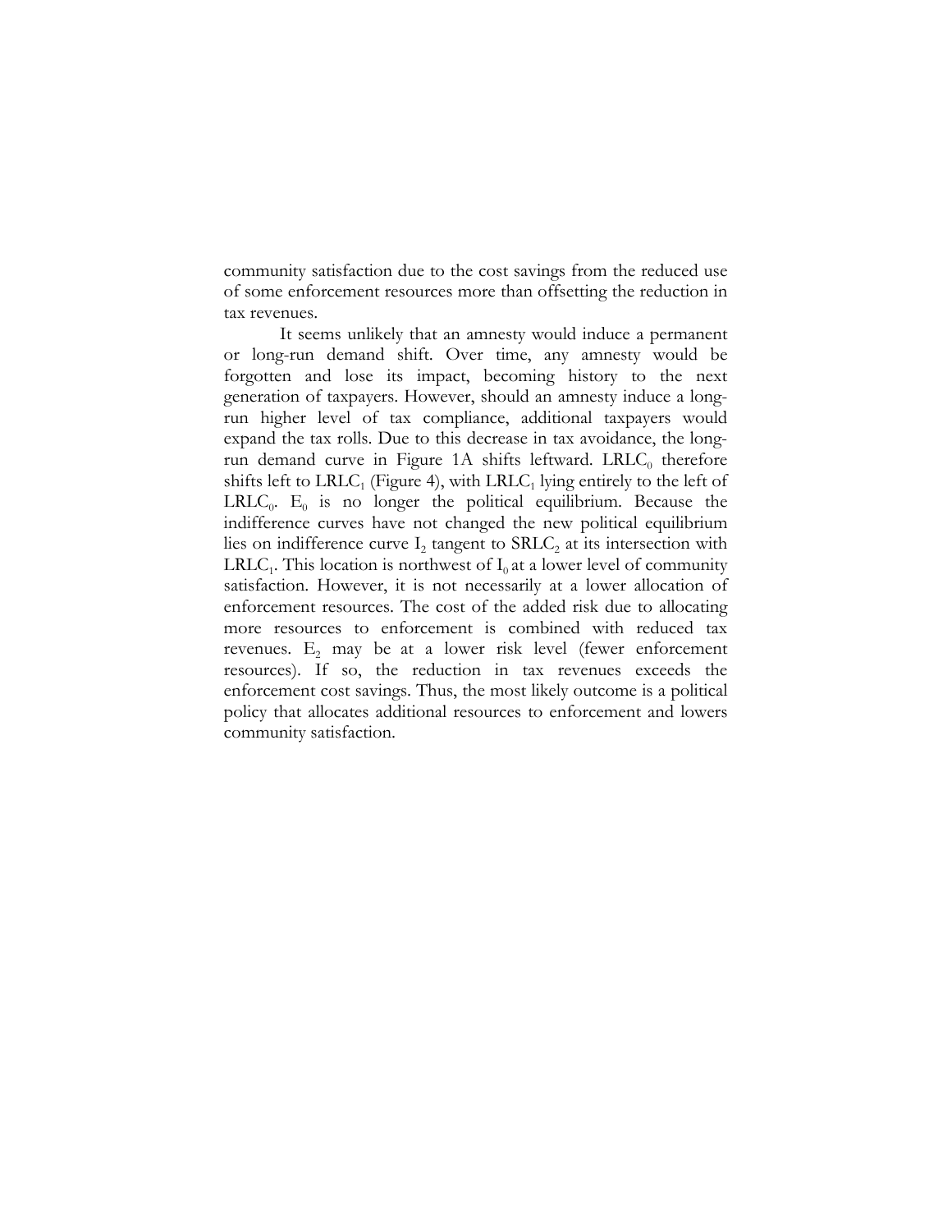community satisfaction due to the cost savings from the reduced use of some enforcement resources more than offsetting the reduction in tax revenues.

It seems unlikely that an amnesty would induce a permanent or long-run demand shift. Over time, any amnesty would be forgotten and lose its impact, becoming history to the next generation of taxpayers. However, should an amnesty induce a long-run higher level of tax compliance, additional taxpayers would expand the tax rolls. Due to this decrease in tax avoidance, the long-run demand curve in Figure 1A shifts leftward. $LRLC_0$ therefore shifts left to $LRLC_1$ (Figure 4), with $LRLC_1$ lying entirely to the left of $LRLC_0$. $E_0$ is no longer the political equilibrium. Because the indifference curves have not changed the new political equilibrium lies on indifference curve $I_2$ tangent to $SRLC_2$ at its intersection with $LRLC_1$. This location is northwest of $I_0$ at a lower level of community satisfaction. However, it is not necessarily at a lower allocation of enforcement resources. The cost of the added risk due to allocating more resources to enforcement is combined with reduced tax revenues. $E_2$ may be at a lower risk level (fewer enforcement resources). If so, the reduction in tax revenues exceeds the enforcement cost savings. Thus, the most likely outcome is a political policy that allocates additional resources to enforcement and lowers community satisfaction.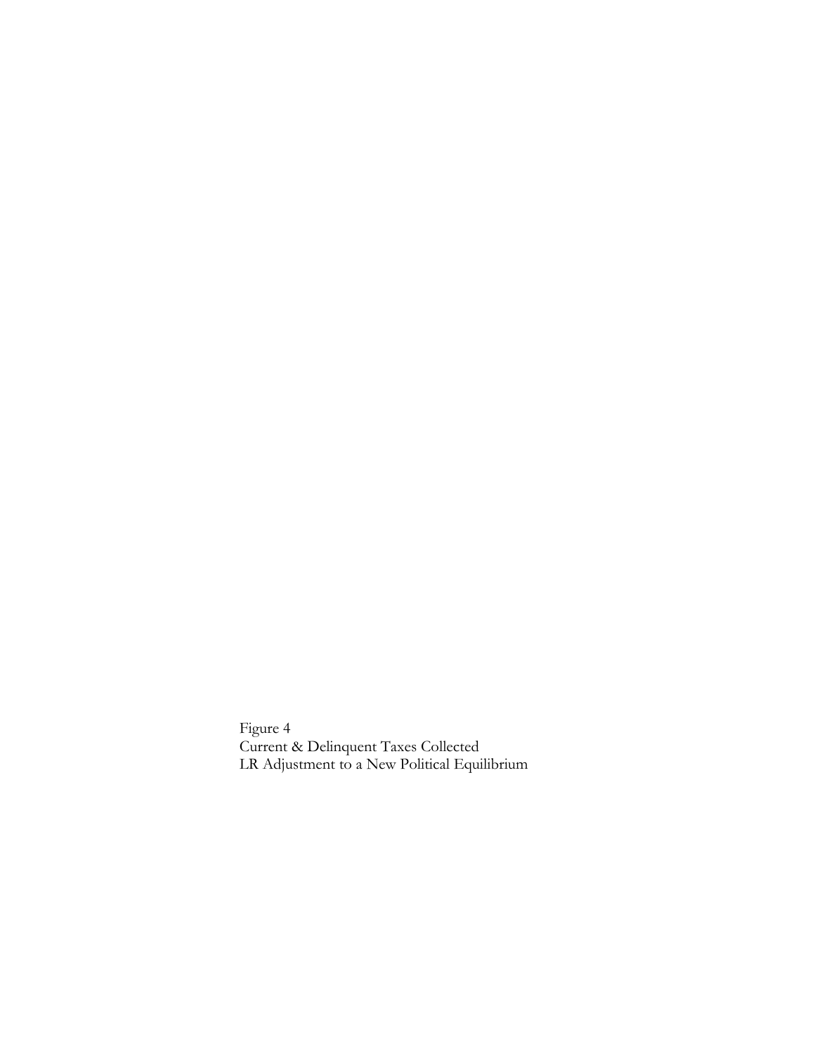Figure 4
Current & Delinquent Taxes Collected
LR Adjustment to a New Political Equilibrium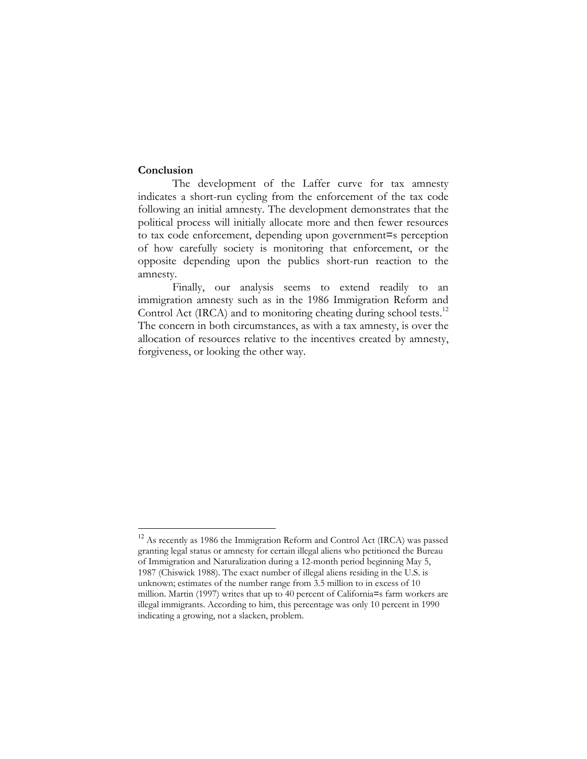**Conclusion**

The development of the Laffer curve for tax amnesty indicates a short-run cycling from the enforcement of the tax code following an initial amnesty. The development demonstrates that the political process will initially allocate more and then fewer resources to tax code enforcement, depending upon government=s perception of how carefully society is monitoring that enforcement, or the opposite depending upon the publics short-run reaction to the amnesty.

Finally, our analysis seems to extend readily to an immigration amnesty such as in the 1986 Immigration Reform and Control Act (IRCA) and to monitoring cheating during school tests.[12] The concern in both circumstances, as with a tax amnesty, is over the allocation of resources relative to the incentives created by amnesty, forgiveness, or looking the other way.

---

[12] As recently as 1986 the Immigration Reform and Control Act (IRCA) was passed granting legal status or amnesty for certain illegal aliens who petitioned the Bureau of Immigration and Naturalization during a 12-month period beginning May 5, 1987 (Chiswick 1988). The exact number of illegal aliens residing in the U.S. is unknown; estimates of the number range from 3.5 million to in excess of 10 million. Martin (1997) writes that up to 40 percent of California=s farm workers are illegal immigrants. According to him, this percentage was only 10 percent in 1990 indicating a growing, not a slacken, problem.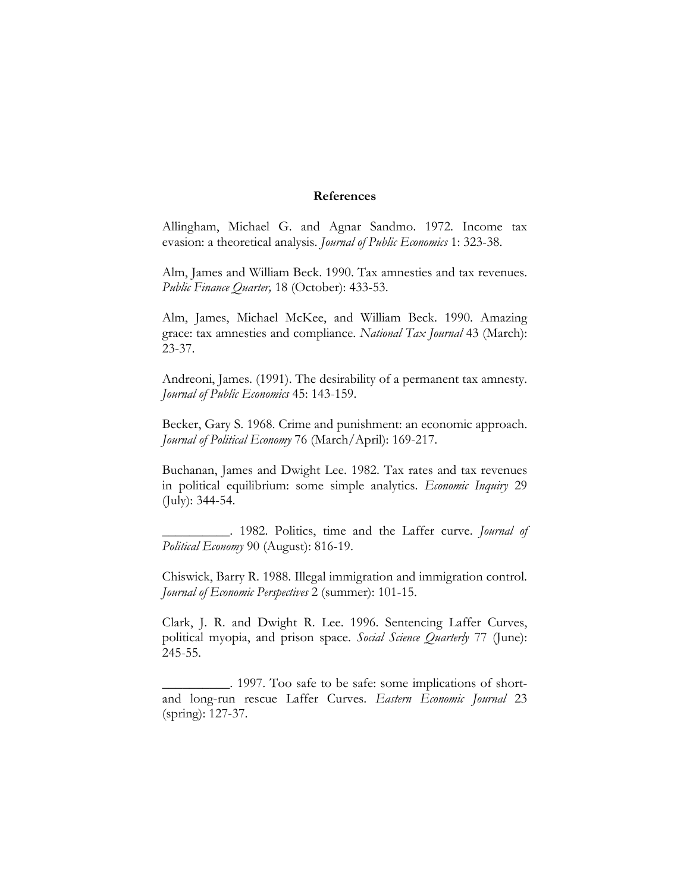**References**

Allingham, Michael G. and Agnar Sandmo. 1972. Income tax evasion: a theoretical analysis. *Journal of Public Economics* 1: 323-38.

Alm, James and William Beck. 1990. Tax amnesties and tax revenues. *Public Finance Quarter,* 18 (October): 433-53.

Alm, James, Michael McKee, and William Beck. 1990. Amazing grace: tax amnesties and compliance. *National Tax Journal* 43 (March): 23-37.

Andreoni, James. (1991). The desirability of a permanent tax amnesty. *Journal of Public Economics* 45: 143-159.

Becker, Gary S. 1968. Crime and punishment: an economic approach. *Journal of Political Economy* 76 (March/April): 169-217.

Buchanan, James and Dwight Lee. 1982. Tax rates and tax revenues in political equilibrium: some simple analytics. *Economic Inquiry* 29 (July): 344-54.

__________. 1982. Politics, time and the Laffer curve. *Journal of Political Economy* 90 (August): 816-19.

Chiswick, Barry R. 1988. Illegal immigration and immigration control. *Journal of Economic Perspectives* 2 (summer): 101-15.

Clark, J. R. and Dwight R. Lee. 1996. Sentencing Laffer Curves, political myopia, and prison space. *Social Science Quarterly* 77 (June): 245-55.

__________. 1997. Too safe to be safe: some implications of short- and long-run rescue Laffer Curves. *Eastern Economic Journal* 23 (spring): 127-37.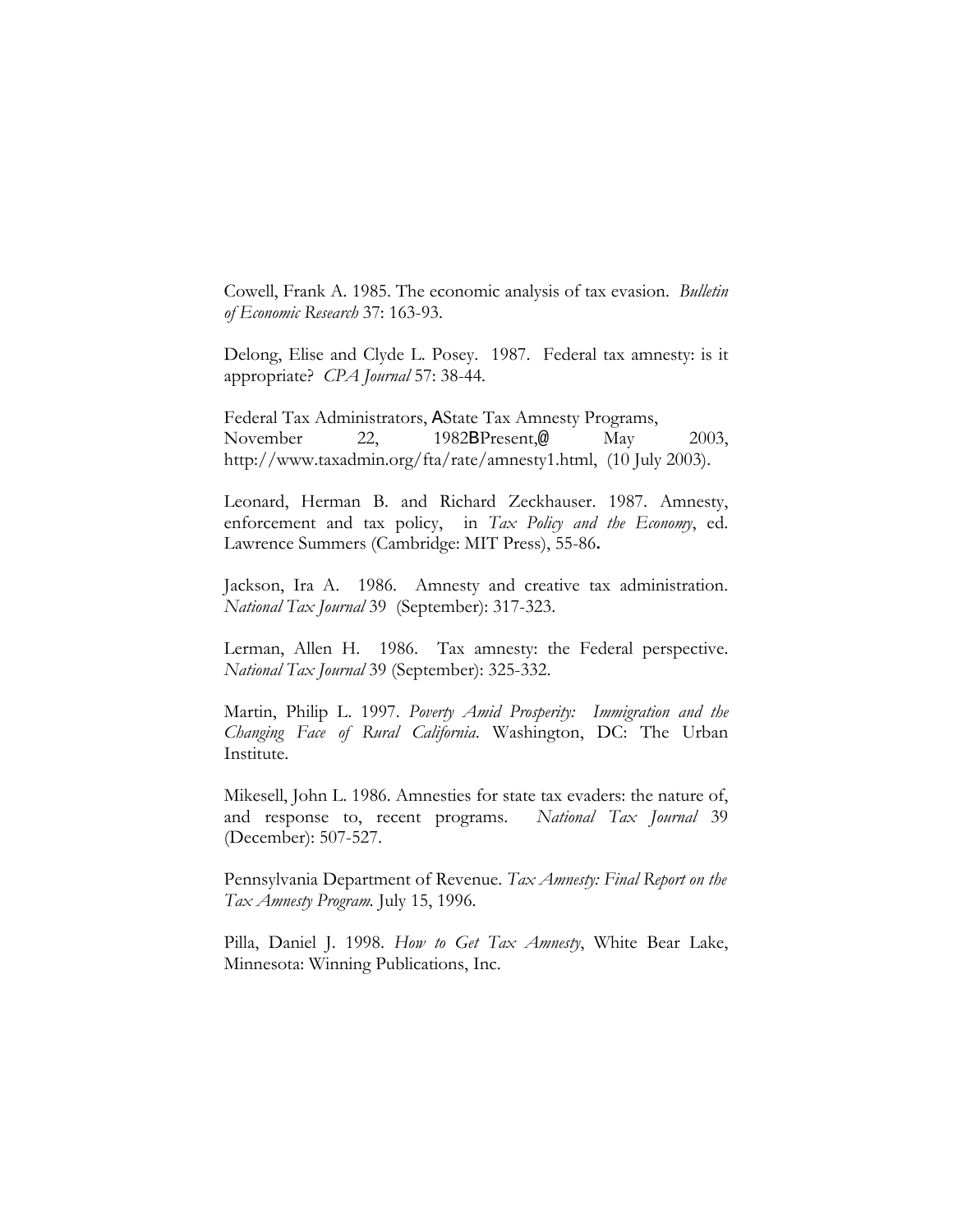Cowell, Frank A. 1985. The economic analysis of tax evasion. *Bulletin of Economic Research* 37: 163-93.

Delong, Elise and Clyde L. Posey. 1987. Federal tax amnesty: is it appropriate? *CPA Journal* 57: 38-44.

Federal Tax Administrators, AState Tax Amnesty Programs, November 22, 1982BPresent,@ May 2003, http://www.taxadmin.org/fta/rate/amnesty1.html, (10 July 2003).

Leonard, Herman B. and Richard Zeckhauser. 1987. Amnesty, enforcement and tax policy, in *Tax Policy and the Economy*, ed. Lawrence Summers (Cambridge: MIT Press), 55-86**.**

Jackson, Ira A. 1986. Amnesty and creative tax administration. *National Tax Journal* 39 (September): 317-323.

Lerman, Allen H. 1986. Tax amnesty: the Federal perspective. *National Tax Journal* 39 (September): 325-332.

Martin, Philip L. 1997. *Poverty Amid Prosperity: Immigration and the Changing Face of Rural California*. Washington, DC: The Urban Institute.

Mikesell, John L. 1986. Amnesties for state tax evaders: the nature of, and response to, recent programs. *National Tax Journal* 39 (December): 507-527.

Pennsylvania Department of Revenue. *Tax Amnesty: Final Report on the Tax Amnesty Program.* July 15, 1996.

Pilla, Daniel J. 1998. *How to Get Tax Amnesty*, White Bear Lake, Minnesota: Winning Publications, Inc.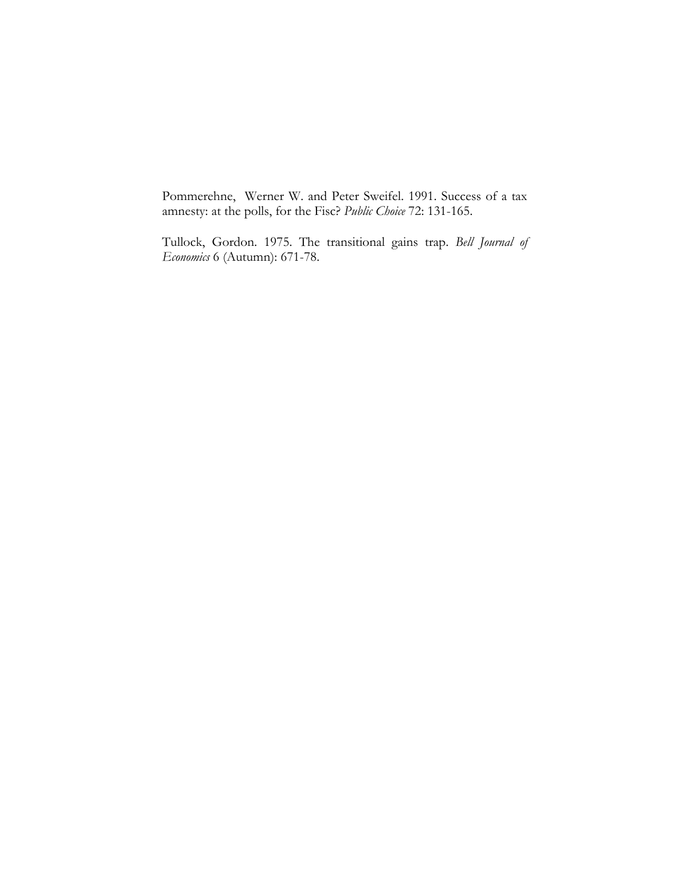Pommerehne, Werner W. and Peter Sweifel. 1991. Success of a tax amnesty: at the polls, for the Fisc? *Public Choice* 72: 131-165.

Tullock, Gordon. 1975. The transitional gains trap. *Bell Journal of Economics* 6 (Autumn): 671-78.